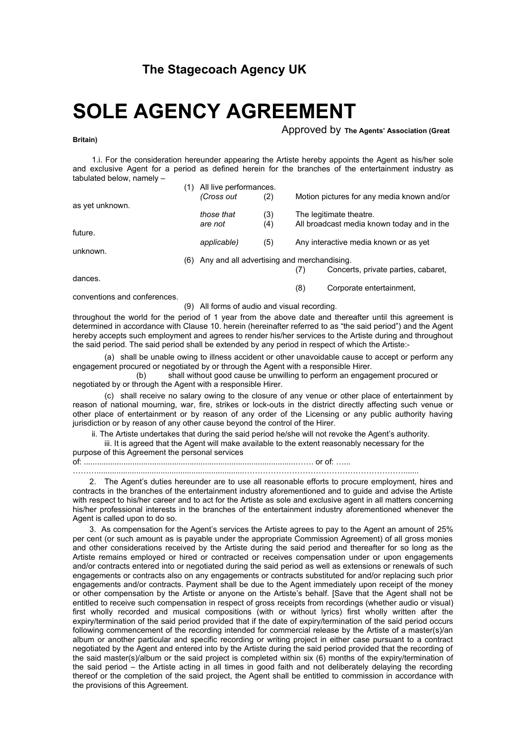**The Stagecoach Agency UK**

# SOLE AGENCY AGREEMENT

Approved by **The Agents' Association (Great Britain)**

1.i. For the consideration hereunder appearing the Artiste hereby appoints the Agent as his/her sole and exclusive Agent for a period as defined herein for the branches of the entertainment industry as tabulated below, namely –

(*Cross out those that are not applicable*)

(1) All live performances.
(2) Motion pictures for any media known and/or as yet unknown.
(3) The legitimate theatre.
(4) All broadcast media known today and in the future.
(5) Any interactive media known or as yet unknown.
(6) Any and all advertising and merchandising.
(7) Concerts, private parties, cabaret, dances.
(8) Corporate entertainment, conventions and conferences.
(9) All forms of audio and visual recording.

throughout the world for the period of 1 year from the above date and thereafter until this agreement is determined in accordance with Clause 10. herein (hereinafter referred to as "the said period") and the Agent hereby accepts such employment and agrees to render his/her services to the Artiste during and throughout the said period. The said period shall be extended by any period in respect of which the Artiste:-

(a) shall be unable owing to illness accident or other unavoidable cause to accept or perform any engagement procured or negotiated by or through the Agent with a responsible Hirer.

(b) shall without good cause be unwilling to perform an engagement procured or negotiated by or through the Agent with a responsible Hirer.

(c) shall receive no salary owing to the closure of any venue or other place of entertainment by reason of national mourning, war, fire, strikes or lock-outs in the district directly affecting such venue or other place of entertainment or by reason of any order of the Licensing or any public authority having jurisdiction or by reason of any other cause beyond the control of the Hirer.

ii. The Artiste undertakes that during the said period he/she will not revoke the Agent's authority.

iii. It is agreed that the Agent will make available to the extent reasonably necessary for the purpose of this Agreement the personal services of: ........................................................................................................…… or of: …...
………..............................................................................…………………………………………………......

2. The Agent's duties hereunder are to use all reasonable efforts to procure employment, hires and contracts in the branches of the entertainment industry aforementioned and to guide and advise the Artiste with respect to his/her career and to act for the Artiste as sole and exclusive agent in all matters concerning his/her professional interests in the branches of the entertainment industry aforementioned whenever the Agent is called upon to do so.

3. As compensation for the Agent's services the Artiste agrees to pay to the Agent an amount of 25% per cent (or such amount as is payable under the appropriate Commission Agreement) of all gross monies and other considerations received by the Artiste during the said period and thereafter for so long as the Artiste remains employed or hired or contracted or receives compensation under or upon engagements and/or contracts entered into or negotiated during the said period as well as extensions or renewals of such engagements or contracts also on any engagements or contracts substituted for and/or replacing such prior engagements and/or contracts. Payment shall be due to the Agent immediately upon receipt of the money or other compensation by the Artiste or anyone on the Artiste's behalf. [Save that the Agent shall not be entitled to receive such compensation in respect of gross receipts from recordings (whether audio or visual) first wholly recorded and musical compositions (with or without lyrics) first wholly written after the expiry/termination of the said period provided that if the date of expiry/termination of the said period occurs following commencement of the recording intended for commercial release by the Artiste of a master(s)/an album or another particular and specific recording or writing project in either case pursuant to a contract negotiated by the Agent and entered into by the Artiste during the said period provided that the recording of the said master(s)/album or the said project is completed within six (6) months of the expiry/termination of the said period – the Artiste acting in all times in good faith and not deliberately delaying the recording thereof or the completion of the said project, the Agent shall be entitled to commission in accordance with the provisions of this Agreement.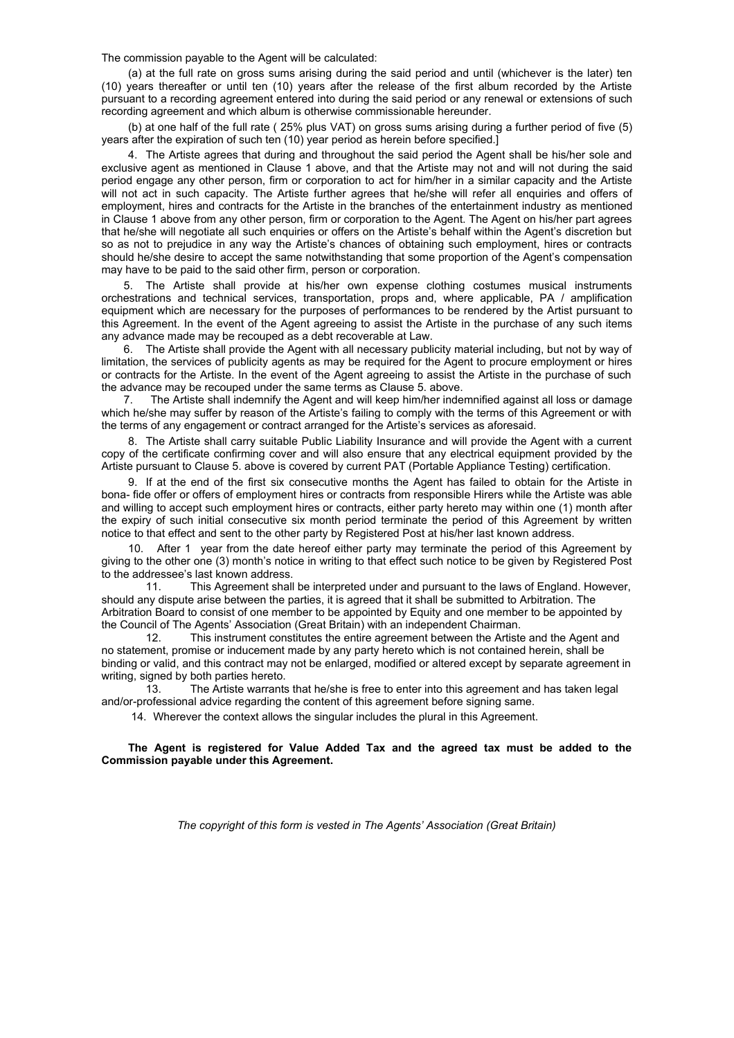The commission payable to the Agent will be calculated:

(a) at the full rate on gross sums arising during the said period and until (whichever is the later) ten (10) years thereafter or until ten (10) years after the release of the first album recorded by the Artiste pursuant to a recording agreement entered into during the said period or any renewal or extensions of such recording agreement and which album is otherwise commissionable hereunder.

(b) at one half of the full rate ( 25% plus VAT) on gross sums arising during a further period of five (5) years after the expiration of such ten (10) year period as herein before specified.]

4. The Artiste agrees that during and throughout the said period the Agent shall be his/her sole and exclusive agent as mentioned in Clause 1 above, and that the Artiste may not and will not during the said period engage any other person, firm or corporation to act for him/her in a similar capacity and the Artiste will not act in such capacity. The Artiste further agrees that he/she will refer all enquiries and offers of employment, hires and contracts for the Artiste in the branches of the entertainment industry as mentioned in Clause 1 above from any other person, firm or corporation to the Agent. The Agent on his/her part agrees that he/she will negotiate all such enquiries or offers on the Artiste's behalf within the Agent's discretion but so as not to prejudice in any way the Artiste's chances of obtaining such employment, hires or contracts should he/she desire to accept the same notwithstanding that some proportion of the Agent's compensation may have to be paid to the said other firm, person or corporation.

5. The Artiste shall provide at his/her own expense clothing costumes musical instruments orchestrations and technical services, transportation, props and, where applicable, PA / amplification equipment which are necessary for the purposes of performances to be rendered by the Artist pursuant to this Agreement. In the event of the Agent agreeing to assist the Artiste in the purchase of any such items any advance made may be recouped as a debt recoverable at Law.

6. The Artiste shall provide the Agent with all necessary publicity material including, but not by way of limitation, the services of publicity agents as may be required for the Agent to procure employment or hires or contracts for the Artiste. In the event of the Agent agreeing to assist the Artiste in the purchase of such the advance may be recouped under the same terms as Clause 5. above.

7. The Artiste shall indemnify the Agent and will keep him/her indemnified against all loss or damage which he/she may suffer by reason of the Artiste's failing to comply with the terms of this Agreement or with the terms of any engagement or contract arranged for the Artiste's services as aforesaid.

8. The Artiste shall carry suitable Public Liability Insurance and will provide the Agent with a current copy of the certificate confirming cover and will also ensure that any electrical equipment provided by the Artiste pursuant to Clause 5. above is covered by current PAT (Portable Appliance Testing) certification.

9. If at the end of the first six consecutive months the Agent has failed to obtain for the Artiste in bona- fide offer or offers of employment hires or contracts from responsible Hirers while the Artiste was able and willing to accept such employment hires or contracts, either party hereto may within one (1) month after the expiry of such initial consecutive six month period terminate the period of this Agreement by written notice to that effect and sent to the other party by Registered Post at his/her last known address.

10. After 1 year from the date hereof either party may terminate the period of this Agreement by giving to the other one (3) month's notice in writing to that effect such notice to be given by Registered Post to the addressee's last known address.

11. This Agreement shall be interpreted under and pursuant to the laws of England. However, should any dispute arise between the parties, it is agreed that it shall be submitted to Arbitration. The Arbitration Board to consist of one member to be appointed by Equity and one member to be appointed by the Council of The Agents' Association (Great Britain) with an independent Chairman.

12. This instrument constitutes the entire agreement between the Artiste and the Agent and no statement, promise or inducement made by any party hereto which is not contained herein, shall be binding or valid, and this contract may not be enlarged, modified or altered except by separate agreement in writing, signed by both parties hereto.

13. The Artiste warrants that he/she is free to enter into this agreement and has taken legal and/or-professional advice regarding the content of this agreement before signing same.

14. Wherever the context allows the singular includes the plural in this Agreement.

**The Agent is registered for Value Added Tax and the agreed tax must be added to the Commission payable under this Agreement.**

*The copyright of this form is vested in The Agents' Association (Great Britain)*